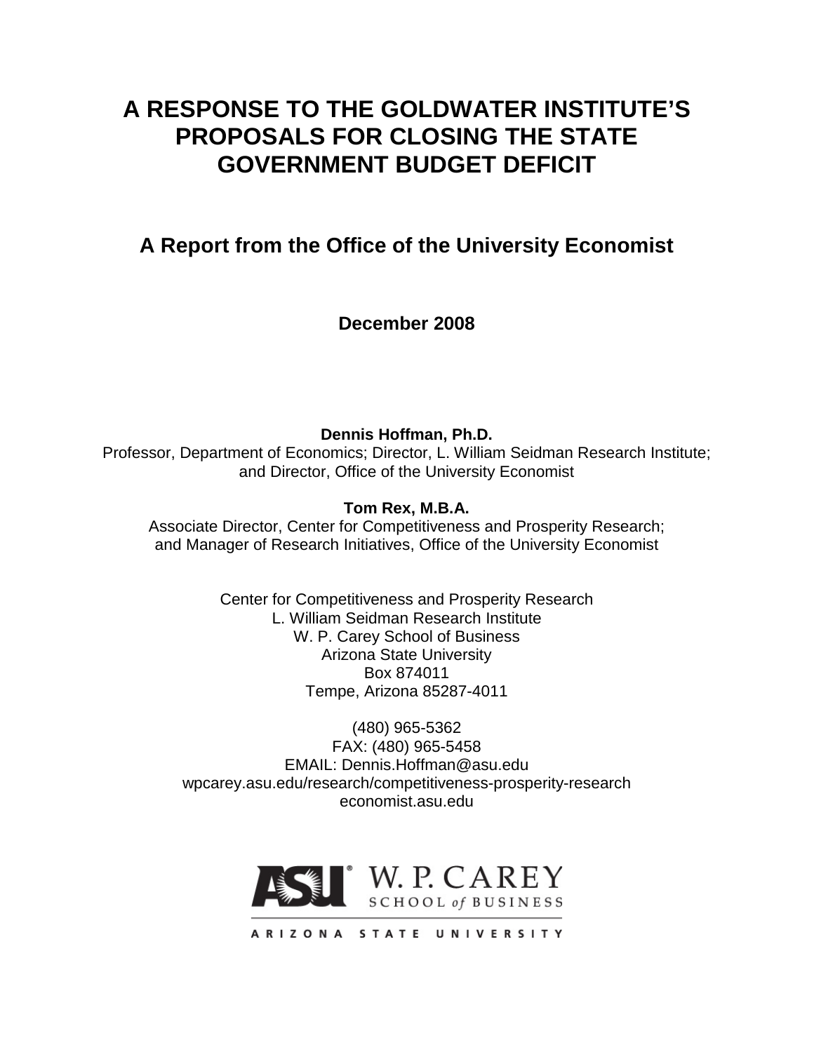# A RESPONSE TO THE GOLDWATER INSTITUTE'S PROPOSALS FOR CLOSING THE STATE GOVERNMENT BUDGET DEFICIT

## A Report from the Office of the University Economist

**December 2008**

**Dennis Hoffman, Ph.D.**
Professor, Department of Economics; Director, L. William Seidman Research Institute; and Director, Office of the University Economist

**Tom Rex, M.B.A.**
Associate Director, Center for Competitiveness and Prosperity Research; and Manager of Research Initiatives, Office of the University Economist

Center for Competitiveness and Prosperity Research
L. William Seidman Research Institute
W. P. Carey School of Business
Arizona State University
Box 874011
Tempe, Arizona 85287-4011

(480) 965-5362
FAX: (480) 965-5458
EMAIL: Dennis.Hoffman@asu.edu
wpcarey.asu.edu/research/competitiveness-prosperity-research
economist.asu.edu

ASU W. P. CAREY SCHOOL of BUSINESS
ARIZONA STATE UNIVERSITY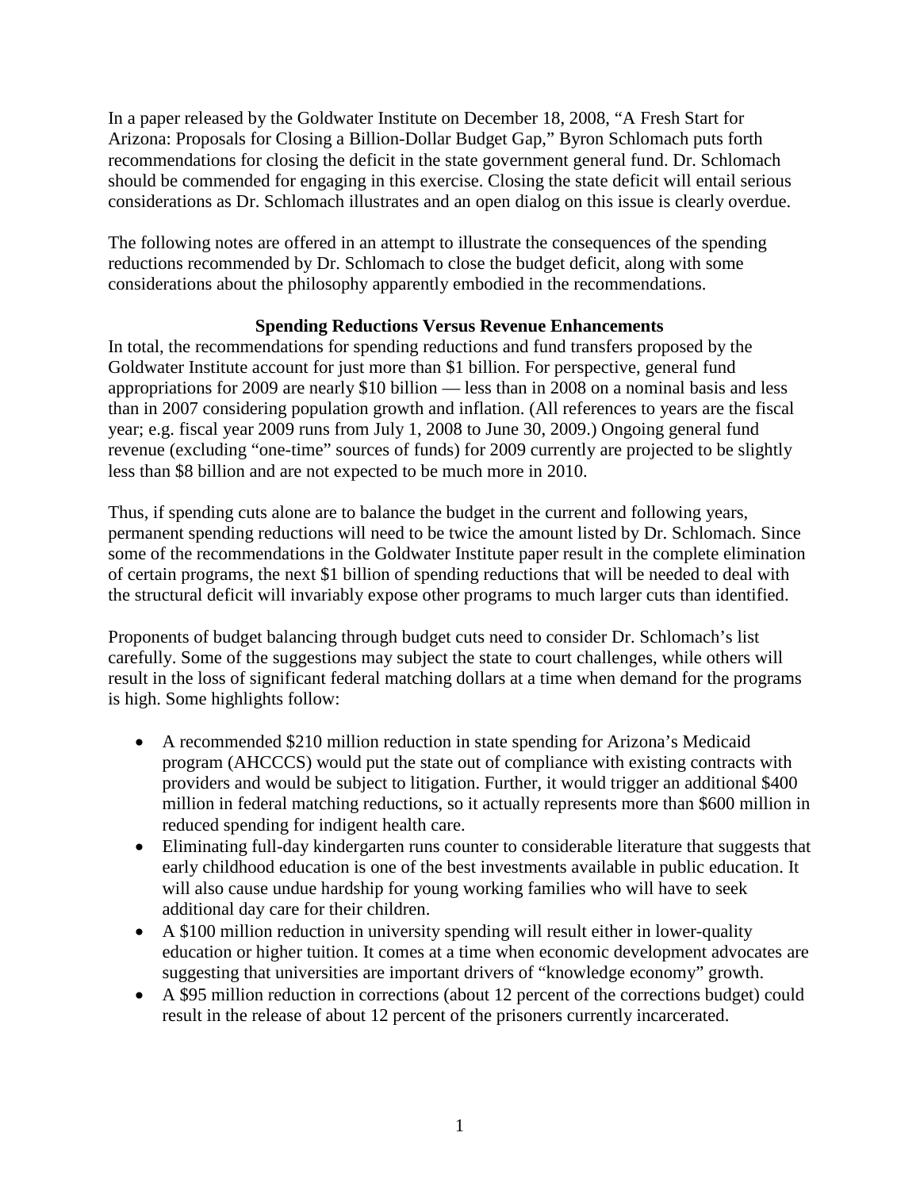In a paper released by the Goldwater Institute on December 18, 2008, "A Fresh Start for Arizona: Proposals for Closing a Billion-Dollar Budget Gap," Byron Schlomach puts forth recommendations for closing the deficit in the state government general fund. Dr. Schlomach should be commended for engaging in this exercise. Closing the state deficit will entail serious considerations as Dr. Schlomach illustrates and an open dialog on this issue is clearly overdue.

The following notes are offered in an attempt to illustrate the consequences of the spending reductions recommended by Dr. Schlomach to close the budget deficit, along with some considerations about the philosophy apparently embodied in the recommendations.

## Spending Reductions Versus Revenue Enhancements

In total, the recommendations for spending reductions and fund transfers proposed by the Goldwater Institute account for just more than $1 billion. For perspective, general fund appropriations for 2009 are nearly $10 billion — less than in 2008 on a nominal basis and less than in 2007 considering population growth and inflation. (All references to years are the fiscal year; e.g. fiscal year 2009 runs from July 1, 2008 to June 30, 2009.) Ongoing general fund revenue (excluding "one-time" sources of funds) for 2009 currently are projected to be slightly less than $8 billion and are not expected to be much more in 2010.

Thus, if spending cuts alone are to balance the budget in the current and following years, permanent spending reductions will need to be twice the amount listed by Dr. Schlomach. Since some of the recommendations in the Goldwater Institute paper result in the complete elimination of certain programs, the next $1 billion of spending reductions that will be needed to deal with the structural deficit will invariably expose other programs to much larger cuts than identified.

Proponents of budget balancing through budget cuts need to consider Dr. Schlomach's list carefully. Some of the suggestions may subject the state to court challenges, while others will result in the loss of significant federal matching dollars at a time when demand for the programs is high. Some highlights follow:

- A recommended $210 million reduction in state spending for Arizona's Medicaid program (AHCCCS) would put the state out of compliance with existing contracts with providers and would be subject to litigation. Further, it would trigger an additional $400 million in federal matching reductions, so it actually represents more than $600 million in reduced spending for indigent health care.
- Eliminating full-day kindergarten runs counter to considerable literature that suggests that early childhood education is one of the best investments available in public education. It will also cause undue hardship for young working families who will have to seek additional day care for their children.
- A $100 million reduction in university spending will result either in lower-quality education or higher tuition. It comes at a time when economic development advocates are suggesting that universities are important drivers of "knowledge economy" growth.
- A $95 million reduction in corrections (about 12 percent of the corrections budget) could result in the release of about 12 percent of the prisoners currently incarcerated.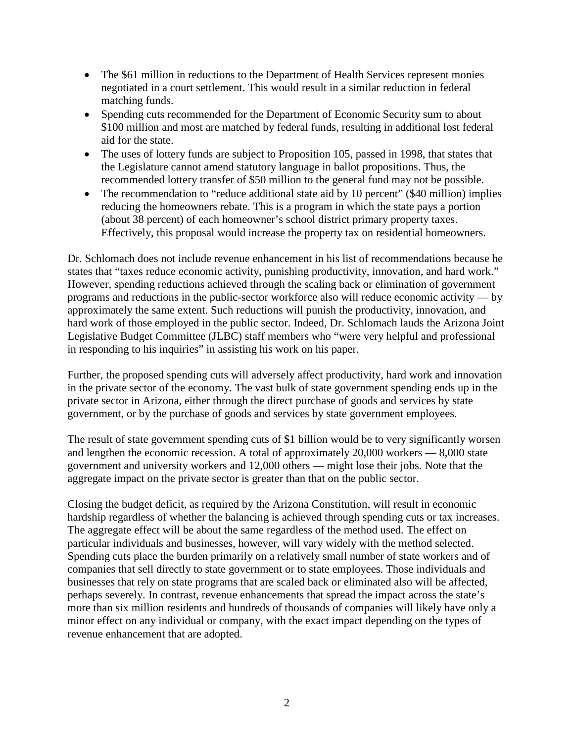- The $61 million in reductions to the Department of Health Services represent monies negotiated in a court settlement. This would result in a similar reduction in federal matching funds.
- Spending cuts recommended for the Department of Economic Security sum to about $100 million and most are matched by federal funds, resulting in additional lost federal aid for the state.
- The uses of lottery funds are subject to Proposition 105, passed in 1998, that states that the Legislature cannot amend statutory language in ballot propositions. Thus, the recommended lottery transfer of $50 million to the general fund may not be possible.
- The recommendation to "reduce additional state aid by 10 percent" ($40 million) implies reducing the homeowners rebate. This is a program in which the state pays a portion (about 38 percent) of each homeowner's school district primary property taxes. Effectively, this proposal would increase the property tax on residential homeowners.

Dr. Schlomach does not include revenue enhancement in his list of recommendations because he states that "taxes reduce economic activity, punishing productivity, innovation, and hard work." However, spending reductions achieved through the scaling back or elimination of government programs and reductions in the public-sector workforce also will reduce economic activity — by approximately the same extent. Such reductions will punish the productivity, innovation, and hard work of those employed in the public sector. Indeed, Dr. Schlomach lauds the Arizona Joint Legislative Budget Committee (JLBC) staff members who "were very helpful and professional in responding to his inquiries" in assisting his work on his paper.

Further, the proposed spending cuts will adversely affect productivity, hard work and innovation in the private sector of the economy. The vast bulk of state government spending ends up in the private sector in Arizona, either through the direct purchase of goods and services by state government, or by the purchase of goods and services by state government employees.

The result of state government spending cuts of $1 billion would be to very significantly worsen and lengthen the economic recession. A total of approximately 20,000 workers — 8,000 state government and university workers and 12,000 others — might lose their jobs. Note that the aggregate impact on the private sector is greater than that on the public sector.

Closing the budget deficit, as required by the Arizona Constitution, will result in economic hardship regardless of whether the balancing is achieved through spending cuts or tax increases. The aggregate effect will be about the same regardless of the method used. The effect on particular individuals and businesses, however, will vary widely with the method selected. Spending cuts place the burden primarily on a relatively small number of state workers and of companies that sell directly to state government or to state employees. Those individuals and businesses that rely on state programs that are scaled back or eliminated also will be affected, perhaps severely. In contrast, revenue enhancements that spread the impact across the state's more than six million residents and hundreds of thousands of companies will likely have only a minor effect on any individual or company, with the exact impact depending on the types of revenue enhancement that are adopted.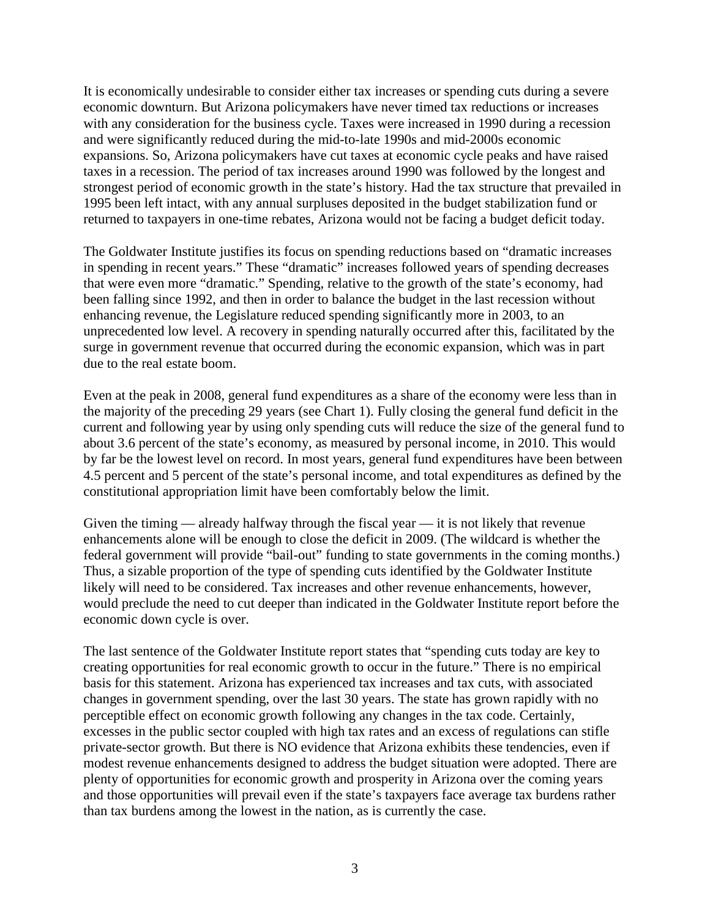It is economically undesirable to consider either tax increases or spending cuts during a severe economic downturn. But Arizona policymakers have never timed tax reductions or increases with any consideration for the business cycle. Taxes were increased in 1990 during a recession and were significantly reduced during the mid-to-late 1990s and mid-2000s economic expansions. So, Arizona policymakers have cut taxes at economic cycle peaks and have raised taxes in a recession. The period of tax increases around 1990 was followed by the longest and strongest period of economic growth in the state's history. Had the tax structure that prevailed in 1995 been left intact, with any annual surpluses deposited in the budget stabilization fund or returned to taxpayers in one-time rebates, Arizona would not be facing a budget deficit today.

The Goldwater Institute justifies its focus on spending reductions based on "dramatic increases in spending in recent years." These "dramatic" increases followed years of spending decreases that were even more "dramatic." Spending, relative to the growth of the state's economy, had been falling since 1992, and then in order to balance the budget in the last recession without enhancing revenue, the Legislature reduced spending significantly more in 2003, to an unprecedented low level. A recovery in spending naturally occurred after this, facilitated by the surge in government revenue that occurred during the economic expansion, which was in part due to the real estate boom.

Even at the peak in 2008, general fund expenditures as a share of the economy were less than in the majority of the preceding 29 years (see Chart 1). Fully closing the general fund deficit in the current and following year by using only spending cuts will reduce the size of the general fund to about 3.6 percent of the state's economy, as measured by personal income, in 2010. This would by far be the lowest level on record. In most years, general fund expenditures have been between 4.5 percent and 5 percent of the state's personal income, and total expenditures as defined by the constitutional appropriation limit have been comfortably below the limit.

Given the timing — already halfway through the fiscal year — it is not likely that revenue enhancements alone will be enough to close the deficit in 2009. (The wildcard is whether the federal government will provide "bail-out" funding to state governments in the coming months.) Thus, a sizable proportion of the type of spending cuts identified by the Goldwater Institute likely will need to be considered. Tax increases and other revenue enhancements, however, would preclude the need to cut deeper than indicated in the Goldwater Institute report before the economic down cycle is over.

The last sentence of the Goldwater Institute report states that "spending cuts today are key to creating opportunities for real economic growth to occur in the future." There is no empirical basis for this statement. Arizona has experienced tax increases and tax cuts, with associated changes in government spending, over the last 30 years. The state has grown rapidly with no perceptible effect on economic growth following any changes in the tax code. Certainly, excesses in the public sector coupled with high tax rates and an excess of regulations can stifle private-sector growth. But there is NO evidence that Arizona exhibits these tendencies, even if modest revenue enhancements designed to address the budget situation were adopted. There are plenty of opportunities for economic growth and prosperity in Arizona over the coming years and those opportunities will prevail even if the state's taxpayers face average tax burdens rather than tax burdens among the lowest in the nation, as is currently the case.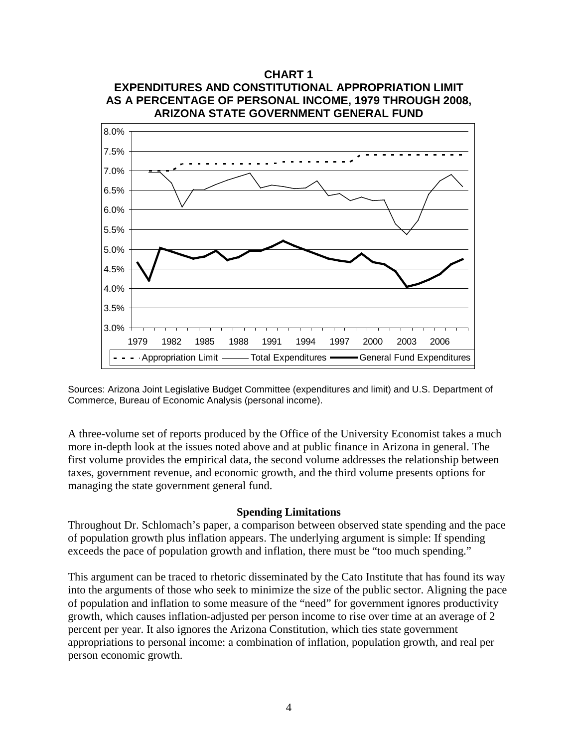**CHART 1**
**EXPENDITURES AND CONSTITUTIONAL APPROPRIATION LIMIT AS A PERCENTAGE OF PERSONAL INCOME, 1979 THROUGH 2008, ARIZONA STATE GOVERNMENT GENERAL FUND**

Sources: Arizona Joint Legislative Budget Committee (expenditures and limit) and U.S. Department of Commerce, Bureau of Economic Analysis (personal income).

A three-volume set of reports produced by the Office of the University Economist takes a much more in-depth look at the issues noted above and at public finance in Arizona in general. The first volume provides the empirical data, the second volume addresses the relationship between taxes, government revenue, and economic growth, and the third volume presents options for managing the state government general fund.

### Spending Limitations

Throughout Dr. Schlomach's paper, a comparison between observed state spending and the pace of population growth plus inflation appears. The underlying argument is simple: If spending exceeds the pace of population growth and inflation, there must be "too much spending."

This argument can be traced to rhetoric disseminated by the Cato Institute that has found its way into the arguments of those who seek to minimize the size of the public sector. Aligning the pace of population and inflation to some measure of the "need" for government ignores productivity growth, which causes inflation-adjusted per person income to rise over time at an average of 2 percent per year. It also ignores the Arizona Constitution, which ties state government appropriations to personal income: a combination of inflation, population growth, and real per person economic growth.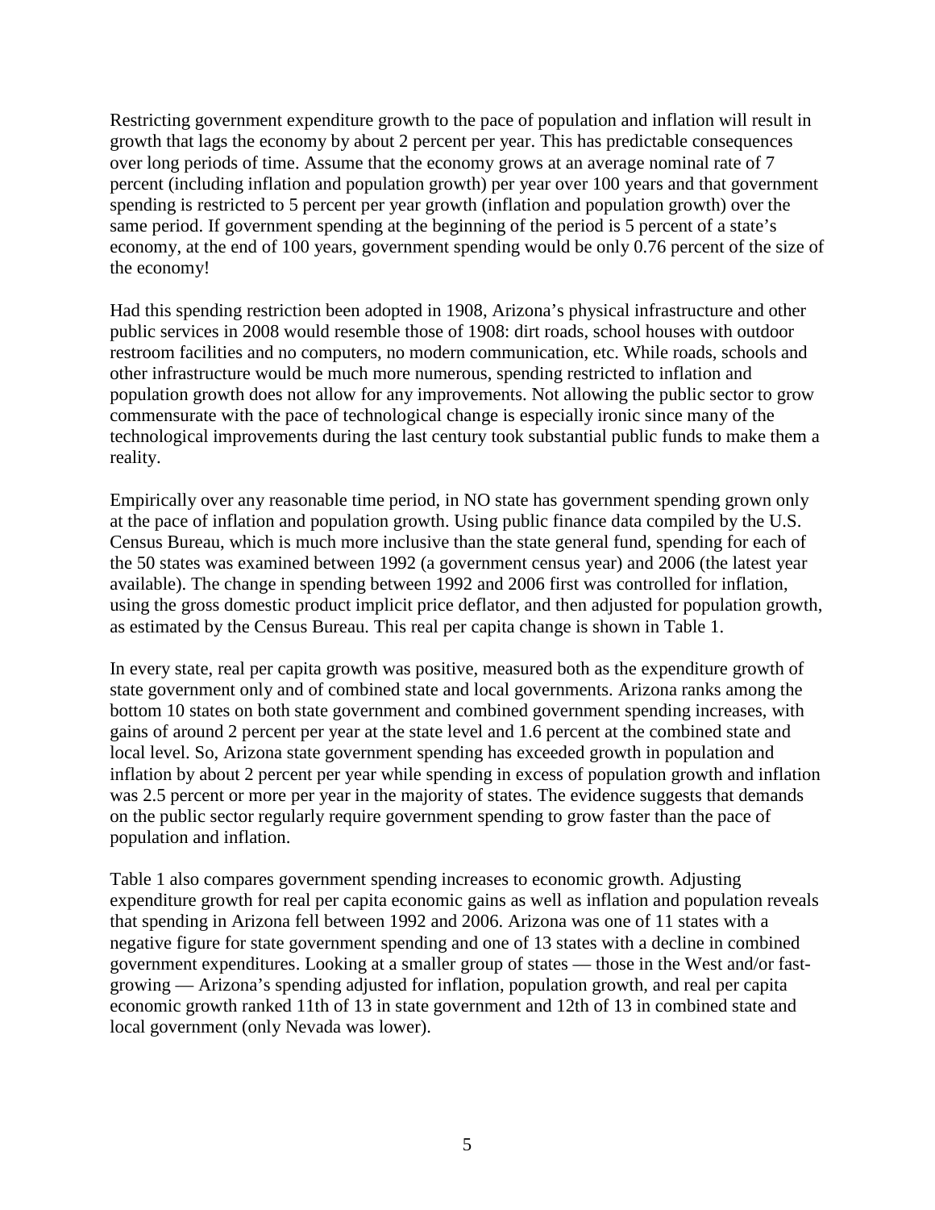Restricting government expenditure growth to the pace of population and inflation will result in growth that lags the economy by about 2 percent per year. This has predictable consequences over long periods of time. Assume that the economy grows at an average nominal rate of 7 percent (including inflation and population growth) per year over 100 years and that government spending is restricted to 5 percent per year growth (inflation and population growth) over the same period. If government spending at the beginning of the period is 5 percent of a state's economy, at the end of 100 years, government spending would be only 0.76 percent of the size of the economy!

Had this spending restriction been adopted in 1908, Arizona's physical infrastructure and other public services in 2008 would resemble those of 1908: dirt roads, school houses with outdoor restroom facilities and no computers, no modern communication, etc. While roads, schools and other infrastructure would be much more numerous, spending restricted to inflation and population growth does not allow for any improvements. Not allowing the public sector to grow commensurate with the pace of technological change is especially ironic since many of the technological improvements during the last century took substantial public funds to make them a reality.

Empirically over any reasonable time period, in NO state has government spending grown only at the pace of inflation and population growth. Using public finance data compiled by the U.S. Census Bureau, which is much more inclusive than the state general fund, spending for each of the 50 states was examined between 1992 (a government census year) and 2006 (the latest year available). The change in spending between 1992 and 2006 first was controlled for inflation, using the gross domestic product implicit price deflator, and then adjusted for population growth, as estimated by the Census Bureau. This real per capita change is shown in Table 1.

In every state, real per capita growth was positive, measured both as the expenditure growth of state government only and of combined state and local governments. Arizona ranks among the bottom 10 states on both state government and combined government spending increases, with gains of around 2 percent per year at the state level and 1.6 percent at the combined state and local level. So, Arizona state government spending has exceeded growth in population and inflation by about 2 percent per year while spending in excess of population growth and inflation was 2.5 percent or more per year in the majority of states. The evidence suggests that demands on the public sector regularly require government spending to grow faster than the pace of population and inflation.

Table 1 also compares government spending increases to economic growth. Adjusting expenditure growth for real per capita economic gains as well as inflation and population reveals that spending in Arizona fell between 1992 and 2006. Arizona was one of 11 states with a negative figure for state government spending and one of 13 states with a decline in combined government expenditures. Looking at a smaller group of states — those in the West and/or fast-growing — Arizona's spending adjusted for inflation, population growth, and real per capita economic growth ranked 11th of 13 in state government and 12th of 13 in combined state and local government (only Nevada was lower).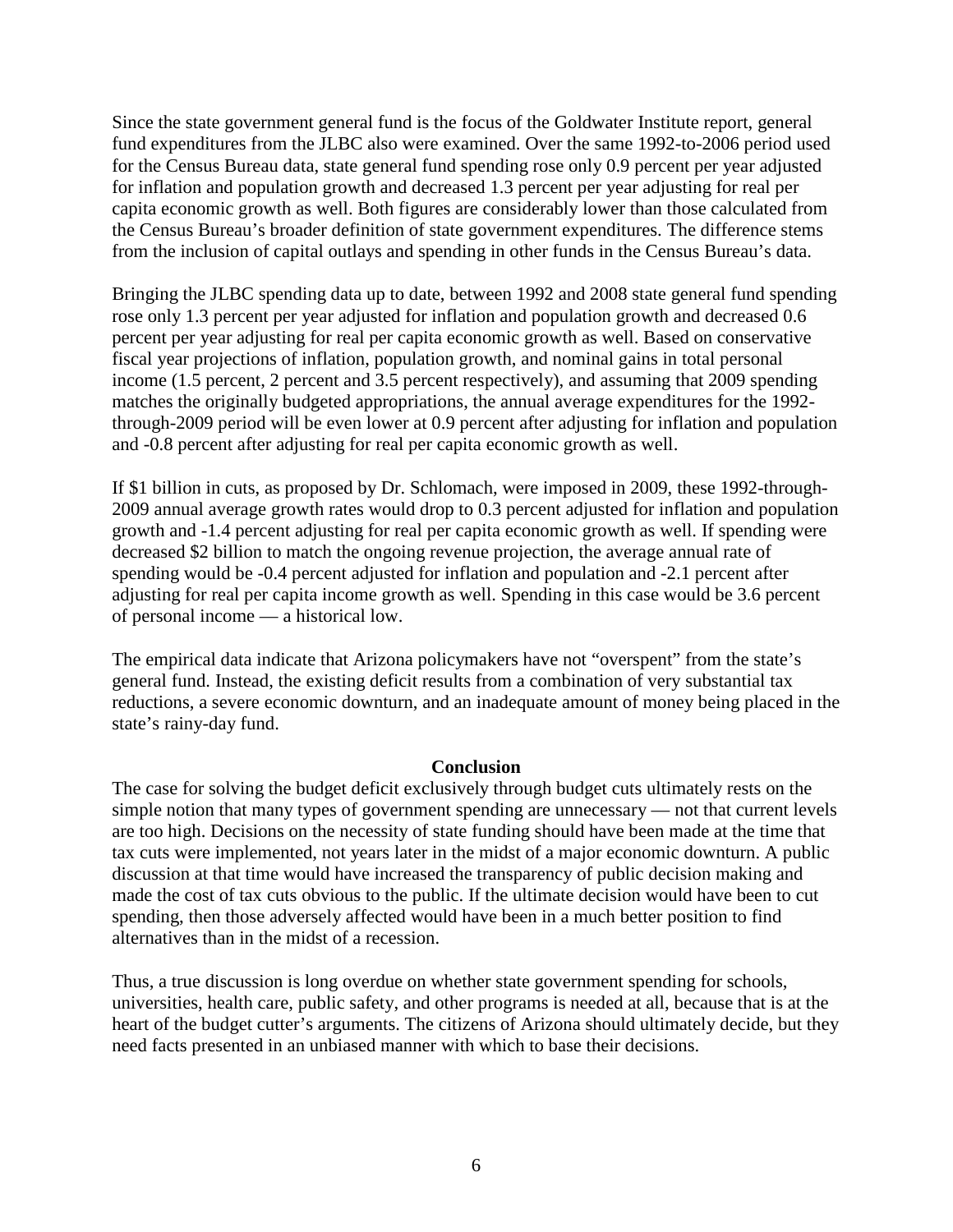Since the state government general fund is the focus of the Goldwater Institute report, general fund expenditures from the JLBC also were examined. Over the same 1992-to-2006 period used for the Census Bureau data, state general fund spending rose only 0.9 percent per year adjusted for inflation and population growth and decreased 1.3 percent per year adjusting for real per capita economic growth as well. Both figures are considerably lower than those calculated from the Census Bureau's broader definition of state government expenditures. The difference stems from the inclusion of capital outlays and spending in other funds in the Census Bureau's data.

Bringing the JLBC spending data up to date, between 1992 and 2008 state general fund spending rose only 1.3 percent per year adjusted for inflation and population growth and decreased 0.6 percent per year adjusting for real per capita economic growth as well. Based on conservative fiscal year projections of inflation, population growth, and nominal gains in total personal income (1.5 percent, 2 percent and 3.5 percent respectively), and assuming that 2009 spending matches the originally budgeted appropriations, the annual average expenditures for the 1992-through-2009 period will be even lower at 0.9 percent after adjusting for inflation and population and -0.8 percent after adjusting for real per capita economic growth as well.

If $1 billion in cuts, as proposed by Dr. Schlomach, were imposed in 2009, these 1992-through-2009 annual average growth rates would drop to 0.3 percent adjusted for inflation and population growth and -1.4 percent adjusting for real per capita economic growth as well. If spending were decreased $2 billion to match the ongoing revenue projection, the average annual rate of spending would be -0.4 percent adjusted for inflation and population and -2.1 percent after adjusting for real per capita income growth as well. Spending in this case would be 3.6 percent of personal income — a historical low.

The empirical data indicate that Arizona policymakers have not "overspent" from the state's general fund. Instead, the existing deficit results from a combination of very substantial tax reductions, a severe economic downturn, and an inadequate amount of money being placed in the state's rainy-day fund.

## Conclusion

The case for solving the budget deficit exclusively through budget cuts ultimately rests on the simple notion that many types of government spending are unnecessary — not that current levels are too high. Decisions on the necessity of state funding should have been made at the time that tax cuts were implemented, not years later in the midst of a major economic downturn. A public discussion at that time would have increased the transparency of public decision making and made the cost of tax cuts obvious to the public. If the ultimate decision would have been to cut spending, then those adversely affected would have been in a much better position to find alternatives than in the midst of a recession.

Thus, a true discussion is long overdue on whether state government spending for schools, universities, health care, public safety, and other programs is needed at all, because that is at the heart of the budget cutter's arguments. The citizens of Arizona should ultimately decide, but they need facts presented in an unbiased manner with which to base their decisions.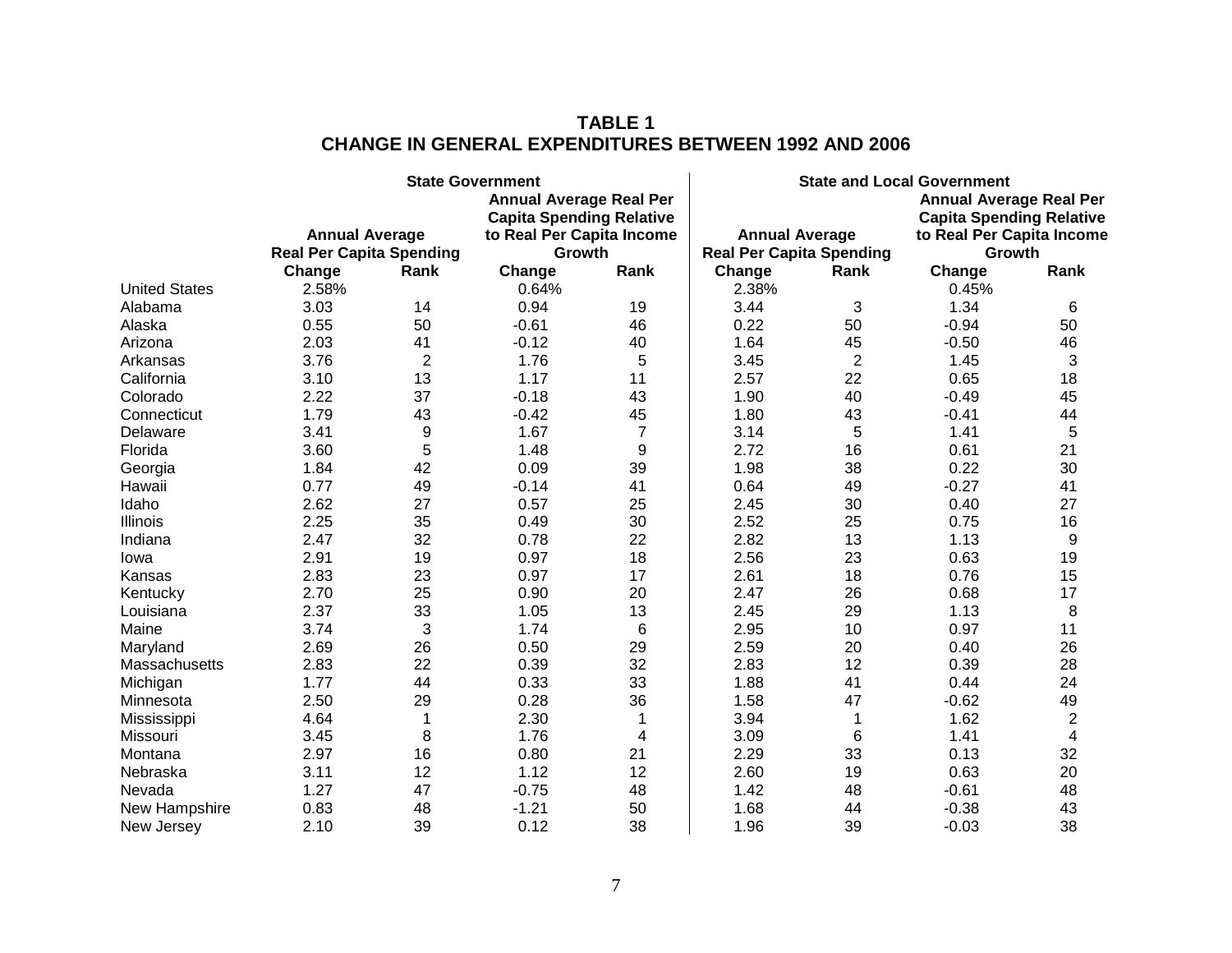**TABLE 1**
**CHANGE IN GENERAL EXPENDITURES BETWEEN 1992 AND 2006**

| | State Government | | | | State and Local Government | | | |
|---|---|---|---|---|---|---|---|---|
| | Annual Average Real Per Capita Spending | | Annual Average Real Per Capita Spending Relative to Real Per Capita Income Growth | | Annual Average Real Per Capita Spending | | Annual Average Real Per Capita Spending Relative to Real Per Capita Income Growth | |
| | Change | Rank | Change | Rank | Change | Rank | Change | Rank |
| United States | 2.58% | | 0.64% | | 2.38% | | 0.45% | |
| Alabama | 3.03 | 14 | 0.94 | 19 | 3.44 | 3 | 1.34 | 6 |
| Alaska | 0.55 | 50 | -0.61 | 46 | 0.22 | 50 | -0.94 | 50 |
| Arizona | 2.03 | 41 | -0.12 | 40 | 1.64 | 45 | -0.50 | 46 |
| Arkansas | 3.76 | 2 | 1.76 | 5 | 3.45 | 2 | 1.45 | 3 |
| California | 3.10 | 13 | 1.17 | 11 | 2.57 | 22 | 0.65 | 18 |
| Colorado | 2.22 | 37 | -0.18 | 43 | 1.90 | 40 | -0.49 | 45 |
| Connecticut | 1.79 | 43 | -0.42 | 45 | 1.80 | 43 | -0.41 | 44 |
| Delaware | 3.41 | 9 | 1.67 | 7 | 3.14 | 5 | 1.41 | 5 |
| Florida | 3.60 | 5 | 1.48 | 9 | 2.72 | 16 | 0.61 | 21 |
| Georgia | 1.84 | 42 | 0.09 | 39 | 1.98 | 38 | 0.22 | 30 |
| Hawaii | 0.77 | 49 | -0.14 | 41 | 0.64 | 49 | -0.27 | 41 |
| Idaho | 2.62 | 27 | 0.57 | 25 | 2.45 | 30 | 0.40 | 27 |
| Illinois | 2.25 | 35 | 0.49 | 30 | 2.52 | 25 | 0.75 | 16 |
| Indiana | 2.47 | 32 | 0.78 | 22 | 2.82 | 13 | 1.13 | 9 |
| Iowa | 2.91 | 19 | 0.97 | 18 | 2.56 | 23 | 0.63 | 19 |
| Kansas | 2.83 | 23 | 0.97 | 17 | 2.61 | 18 | 0.76 | 15 |
| Kentucky | 2.70 | 25 | 0.90 | 20 | 2.47 | 26 | 0.68 | 17 |
| Louisiana | 2.37 | 33 | 1.05 | 13 | 2.45 | 29 | 1.13 | 8 |
| Maine | 3.74 | 3 | 1.74 | 6 | 2.95 | 10 | 0.97 | 11 |
| Maryland | 2.69 | 26 | 0.50 | 29 | 2.59 | 20 | 0.40 | 26 |
| Massachusetts | 2.83 | 22 | 0.39 | 32 | 2.83 | 12 | 0.39 | 28 |
| Michigan | 1.77 | 44 | 0.33 | 33 | 1.88 | 41 | 0.44 | 24 |
| Minnesota | 2.50 | 29 | 0.28 | 36 | 1.58 | 47 | -0.62 | 49 |
| Mississippi | 4.64 | 1 | 2.30 | 1 | 3.94 | 1 | 1.62 | 2 |
| Missouri | 3.45 | 8 | 1.76 | 4 | 3.09 | 6 | 1.41 | 4 |
| Montana | 2.97 | 16 | 0.80 | 21 | 2.29 | 33 | 0.13 | 32 |
| Nebraska | 3.11 | 12 | 1.12 | 12 | 2.60 | 19 | 0.63 | 20 |
| Nevada | 1.27 | 47 | -0.75 | 48 | 1.42 | 48 | -0.61 | 48 |
| New Hampshire | 0.83 | 48 | -1.21 | 50 | 1.68 | 44 | -0.38 | 43 |
| New Jersey | 2.10 | 39 | 0.12 | 38 | 1.96 | 39 | -0.03 | 38 |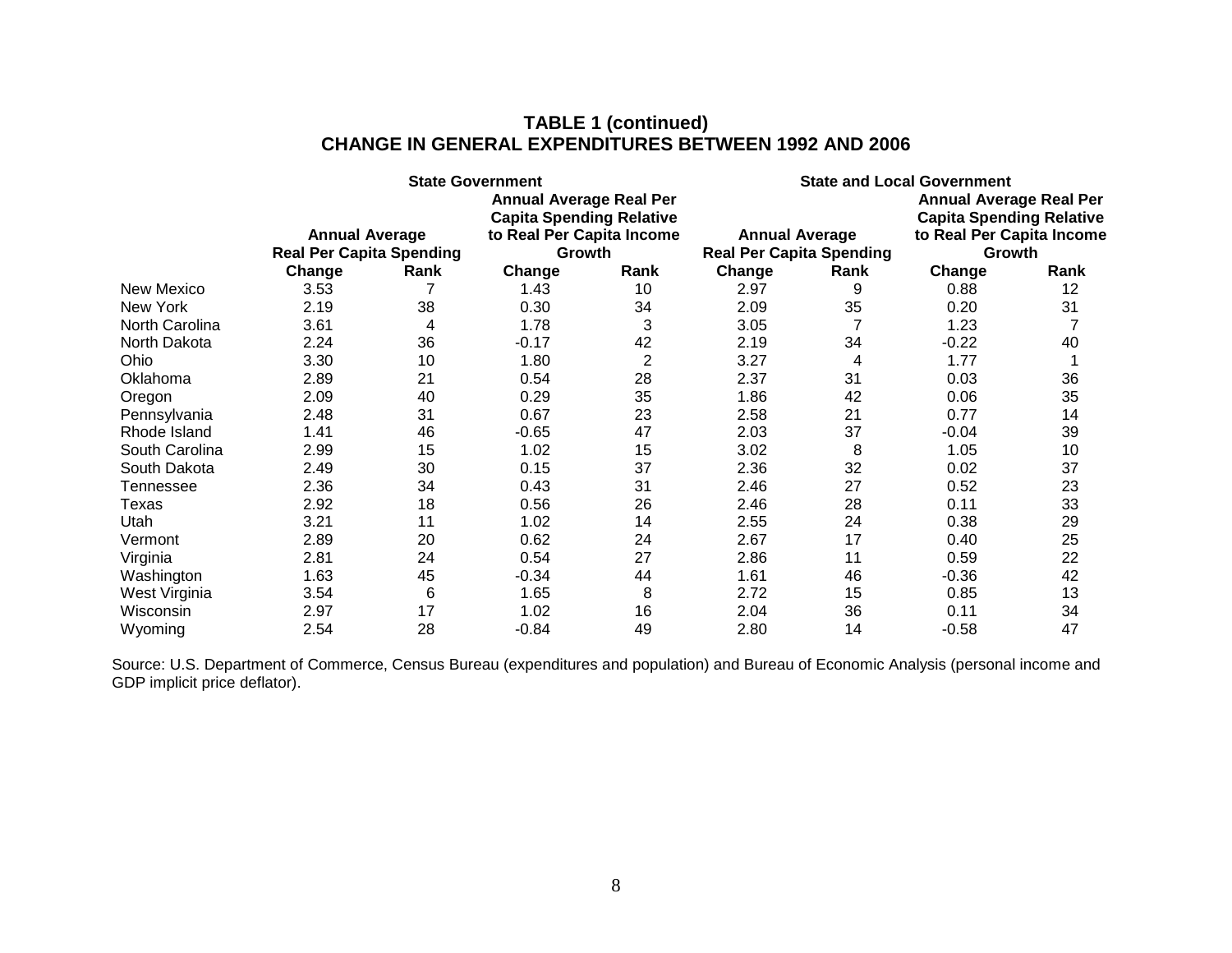## TABLE 1 (continued)
## CHANGE IN GENERAL EXPENDITURES BETWEEN 1992 AND 2006

| | State Government | | | | State and Local Government | | | |
|---|---|---|---|---|---|---|---|---|
| | Annual Average Real Per Capita Spending | | Annual Average Real Per Capita Spending Relative to Real Per Capita Income Growth | | Annual Average Real Per Capita Spending | | Annual Average Real Per Capita Spending Relative to Real Per Capita Income Growth | |
| | **Change** | **Rank** | **Change** | **Rank** | **Change** | **Rank** | **Change** | **Rank** |
| New Mexico | 3.53 | 7 | 1.43 | 10 | 2.97 | 9 | 0.88 | 12 |
| New York | 2.19 | 38 | 0.30 | 34 | 2.09 | 35 | 0.20 | 31 |
| North Carolina | 3.61 | 4 | 1.78 | 3 | 3.05 | 7 | 1.23 | 7 |
| North Dakota | 2.24 | 36 | -0.17 | 42 | 2.19 | 34 | -0.22 | 40 |
| Ohio | 3.30 | 10 | 1.80 | 2 | 3.27 | 4 | 1.77 | 1 |
| Oklahoma | 2.89 | 21 | 0.54 | 28 | 2.37 | 31 | 0.03 | 36 |
| Oregon | 2.09 | 40 | 0.29 | 35 | 1.86 | 42 | 0.06 | 35 |
| Pennsylvania | 2.48 | 31 | 0.67 | 23 | 2.58 | 21 | 0.77 | 14 |
| Rhode Island | 1.41 | 46 | -0.65 | 47 | 2.03 | 37 | -0.04 | 39 |
| South Carolina | 2.99 | 15 | 1.02 | 15 | 3.02 | 8 | 1.05 | 10 |
| South Dakota | 2.49 | 30 | 0.15 | 37 | 2.36 | 32 | 0.02 | 37 |
| Tennessee | 2.36 | 34 | 0.43 | 31 | 2.46 | 27 | 0.52 | 23 |
| Texas | 2.92 | 18 | 0.56 | 26 | 2.46 | 28 | 0.11 | 33 |
| Utah | 3.21 | 11 | 1.02 | 14 | 2.55 | 24 | 0.38 | 29 |
| Vermont | 2.89 | 20 | 0.62 | 24 | 2.67 | 17 | 0.40 | 25 |
| Virginia | 2.81 | 24 | 0.54 | 27 | 2.86 | 11 | 0.59 | 22 |
| Washington | 1.63 | 45 | -0.34 | 44 | 1.61 | 46 | -0.36 | 42 |
| West Virginia | 3.54 | 6 | 1.65 | 8 | 2.72 | 15 | 0.85 | 13 |
| Wisconsin | 2.97 | 17 | 1.02 | 16 | 2.04 | 36 | 0.11 | 34 |
| Wyoming | 2.54 | 28 | -0.84 | 49 | 2.80 | 14 | -0.58 | 47 |

Source: U.S. Department of Commerce, Census Bureau (expenditures and population) and Bureau of Economic Analysis (personal income and GDP implicit price deflator).